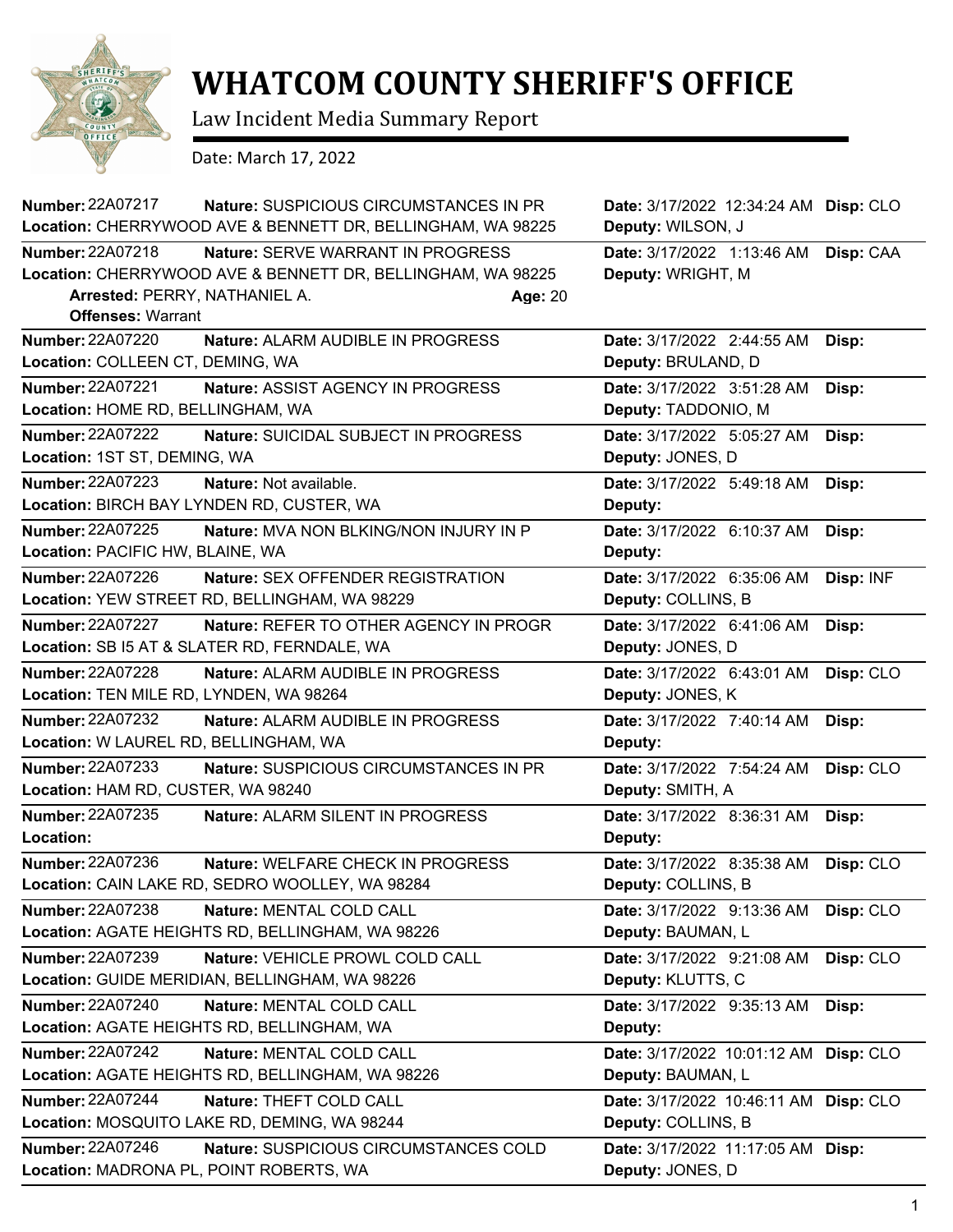# WHATCOM COUNTY SHERIFF'S OFFICE

Law Incident Media Summary Report

Date: March 17, 2022

**Number:** 22A07217 **Nature:** SUSPICIOUS CIRCUMSTANCES IN PR **Date:** 3/17/2022 12:34:24 AM **Disp:** CLO
**Location:** CHERRYWOOD AVE & BENNETT DR, BELLINGHAM, WA 98225 **Deputy:** WILSON, J

---

**Number:** 22A07218 **Nature:** SERVE WARRANT IN PROGRESS **Date:** 3/17/2022 1:13:46 AM **Disp:** CAA
**Location:** CHERRYWOOD AVE & BENNETT DR, BELLINGHAM, WA 98225 **Deputy:** WRIGHT, M
**Arrested:** PERRY, NATHANIEL A. **Age:** 20
**Offenses:** Warrant

---

**Number:** 22A07220 **Nature:** ALARM AUDIBLE IN PROGRESS **Date:** 3/17/2022 2:44:55 AM **Disp:**
**Location:** COLLEEN CT, DEMING, WA **Deputy:** BRULAND, D

---

**Number:** 22A07221 **Nature:** ASSIST AGENCY IN PROGRESS **Date:** 3/17/2022 3:51:28 AM **Disp:**
**Location:** HOME RD, BELLINGHAM, WA **Deputy:** TADDONIO, M

---

**Number:** 22A07222 **Nature:** SUICIDAL SUBJECT IN PROGRESS **Date:** 3/17/2022 5:05:27 AM **Disp:**
**Location:** 1ST ST, DEMING, WA **Deputy:** JONES, D

---

**Number:** 22A07223 **Nature:** Not available. **Date:** 3/17/2022 5:49:18 AM **Disp:**
**Location:** BIRCH BAY LYNDEN RD, CUSTER, WA **Deputy:**

---

**Number:** 22A07225 **Nature:** MVA NON BLKING/NON INJURY IN P **Date:** 3/17/2022 6:10:37 AM **Disp:**
**Location:** PACIFIC HW, BLAINE, WA **Deputy:**

---

**Number:** 22A07226 **Nature:** SEX OFFENDER REGISTRATION **Date:** 3/17/2022 6:35:06 AM **Disp:** INF
**Location:** YEW STREET RD, BELLINGHAM, WA 98229 **Deputy:** COLLINS, B

---

**Number:** 22A07227 **Nature:** REFER TO OTHER AGENCY IN PROGR **Date:** 3/17/2022 6:41:06 AM **Disp:**
**Location:** SB I5 AT & SLATER RD, FERNDALE, WA **Deputy:** JONES, D

---

**Number:** 22A07228 **Nature:** ALARM AUDIBLE IN PROGRESS **Date:** 3/17/2022 6:43:01 AM **Disp:** CLO
**Location:** TEN MILE RD, LYNDEN, WA 98264 **Deputy:** JONES, K

---

**Number:** 22A07232 **Nature:** ALARM AUDIBLE IN PROGRESS **Date:** 3/17/2022 7:40:14 AM **Disp:**
**Location:** W LAUREL RD, BELLINGHAM, WA **Deputy:**

---

**Number:** 22A07233 **Nature:** SUSPICIOUS CIRCUMSTANCES IN PR **Date:** 3/17/2022 7:54:24 AM **Disp:** CLO
**Location:** HAM RD, CUSTER, WA 98240 **Deputy:** SMITH, A

---

**Number:** 22A07235 **Nature:** ALARM SILENT IN PROGRESS **Date:** 3/17/2022 8:36:31 AM **Disp:**
**Location:** **Deputy:**

---

**Number:** 22A07236 **Nature:** WELFARE CHECK IN PROGRESS **Date:** 3/17/2022 8:35:38 AM **Disp:** CLO
**Location:** CAIN LAKE RD, SEDRO WOOLLEY, WA 98284 **Deputy:** COLLINS, B

---

**Number:** 22A07238 **Nature:** MENTAL COLD CALL **Date:** 3/17/2022 9:13:36 AM **Disp:** CLO
**Location:** AGATE HEIGHTS RD, BELLINGHAM, WA 98226 **Deputy:** BAUMAN, L

---

**Number:** 22A07239 **Nature:** VEHICLE PROWL COLD CALL **Date:** 3/17/2022 9:21:08 AM **Disp:** CLO
**Location:** GUIDE MERIDIAN, BELLINGHAM, WA 98226 **Deputy:** KLUTTS, C

---

**Number:** 22A07240 **Nature:** MENTAL COLD CALL **Date:** 3/17/2022 9:35:13 AM **Disp:**
**Location:** AGATE HEIGHTS RD, BELLINGHAM, WA **Deputy:**

---

**Number:** 22A07242 **Nature:** MENTAL COLD CALL **Date:** 3/17/2022 10:01:12 AM **Disp:** CLO
**Location:** AGATE HEIGHTS RD, BELLINGHAM, WA 98226 **Deputy:** BAUMAN, L

---

**Number:** 22A07244 **Nature:** THEFT COLD CALL **Date:** 3/17/2022 10:46:11 AM **Disp:** CLO
**Location:** MOSQUITO LAKE RD, DEMING, WA 98244 **Deputy:** COLLINS, B

---

**Number:** 22A07246 **Nature:** SUSPICIOUS CIRCUMSTANCES COLD **Date:** 3/17/2022 11:17:05 AM **Disp:**
**Location:** MADRONA PL, POINT ROBERTS, WA **Deputy:** JONES, D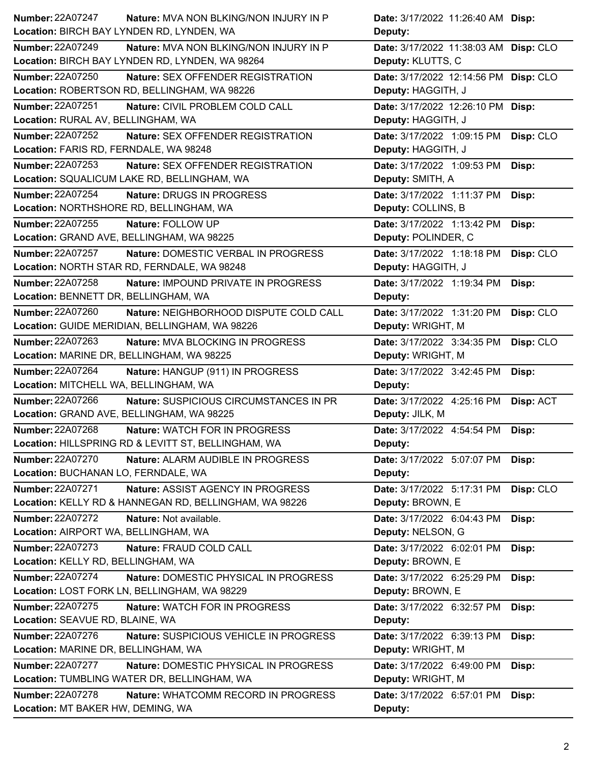| Number | Nature | Date | Disp | Location | Deputy |
|---|---|---|---|---|---|
| 22A07247 | MVA NON BLKING/NON INJURY IN P | 3/17/2022 11:26:40 AM | | BIRCH BAY LYNDEN RD, LYNDEN, WA | |
| 22A07249 | MVA NON BLKING/NON INJURY IN P | 3/17/2022 11:38:03 AM | CLO | BIRCH BAY LYNDEN RD, LYNDEN, WA 98264 | KLUTTS, C |
| 22A07250 | SEX OFFENDER REGISTRATION | 3/17/2022 12:14:56 PM | CLO | ROBERTSON RD, BELLINGHAM, WA 98226 | HAGGITH, J |
| 22A07251 | CIVIL PROBLEM COLD CALL | 3/17/2022 12:26:10 PM | | RURAL AV, BELLINGHAM, WA | HAGGITH, J |
| 22A07252 | SEX OFFENDER REGISTRATION | 3/17/2022 1:09:15 PM | CLO | FARIS RD, FERNDALE, WA 98248 | HAGGITH, J |
| 22A07253 | SEX OFFENDER REGISTRATION | 3/17/2022 1:09:53 PM | | SQUALICUM LAKE RD, BELLINGHAM, WA | SMITH, A |
| 22A07254 | DRUGS IN PROGRESS | 3/17/2022 1:11:37 PM | | NORTHSHORE RD, BELLINGHAM, WA | COLLINS, B |
| 22A07255 | FOLLOW UP | 3/17/2022 1:13:42 PM | | GRAND AVE, BELLINGHAM, WA 98225 | POLINDER, C |
| 22A07257 | DOMESTIC VERBAL IN PROGRESS | 3/17/2022 1:18:18 PM | CLO | NORTH STAR RD, FERNDALE, WA 98248 | HAGGITH, J |
| 22A07258 | IMPOUND PRIVATE IN PROGRESS | 3/17/2022 1:19:34 PM | | BENNETT DR, BELLINGHAM, WA | |
| 22A07260 | NEIGHBORHOOD DISPUTE COLD CALL | 3/17/2022 1:31:20 PM | CLO | GUIDE MERIDIAN, BELLINGHAM, WA 98226 | WRIGHT, M |
| 22A07263 | MVA BLOCKING IN PROGRESS | 3/17/2022 3:34:35 PM | CLO | MARINE DR, BELLINGHAM, WA 98225 | WRIGHT, M |
| 22A07264 | HANGUP (911) IN PROGRESS | 3/17/2022 3:42:45 PM | | MITCHELL WA, BELLINGHAM, WA | |
| 22A07266 | SUSPICIOUS CIRCUMSTANCES IN PR | 3/17/2022 4:25:16 PM | ACT | GRAND AVE, BELLINGHAM, WA 98225 | JILK, M |
| 22A07268 | WATCH FOR IN PROGRESS | 3/17/2022 4:54:54 PM | | HILLSPRING RD & LEVITT ST, BELLINGHAM, WA | |
| 22A07270 | ALARM AUDIBLE IN PROGRESS | 3/17/2022 5:07:07 PM | | BUCHANAN LO, FERNDALE, WA | |
| 22A07271 | ASSIST AGENCY IN PROGRESS | 3/17/2022 5:17:31 PM | CLO | KELLY RD & HANNEGAN RD, BELLINGHAM, WA 98226 | BROWN, E |
| 22A07272 | Not available. | 3/17/2022 6:04:43 PM | | AIRPORT WA, BELLINGHAM, WA | NELSON, G |
| 22A07273 | FRAUD COLD CALL | 3/17/2022 6:02:01 PM | | KELLY RD, BELLINGHAM, WA | BROWN, E |
| 22A07274 | DOMESTIC PHYSICAL IN PROGRESS | 3/17/2022 6:25:29 PM | | LOST FORK LN, BELLINGHAM, WA 98229 | BROWN, E |
| 22A07275 | WATCH FOR IN PROGRESS | 3/17/2022 6:32:57 PM | | SEAVUE RD, BLAINE, WA | |
| 22A07276 | SUSPICIOUS VEHICLE IN PROGRESS | 3/17/2022 6:39:13 PM | | MARINE DR, BELLINGHAM, WA | WRIGHT, M |
| 22A07277 | DOMESTIC PHYSICAL IN PROGRESS | 3/17/2022 6:49:00 PM | | TUMBLING WATER DR, BELLINGHAM, WA | WRIGHT, M |
| 22A07278 | WHATCOMM RECORD IN PROGRESS | 3/17/2022 6:57:01 PM | | MT BAKER HW, DEMING, WA | |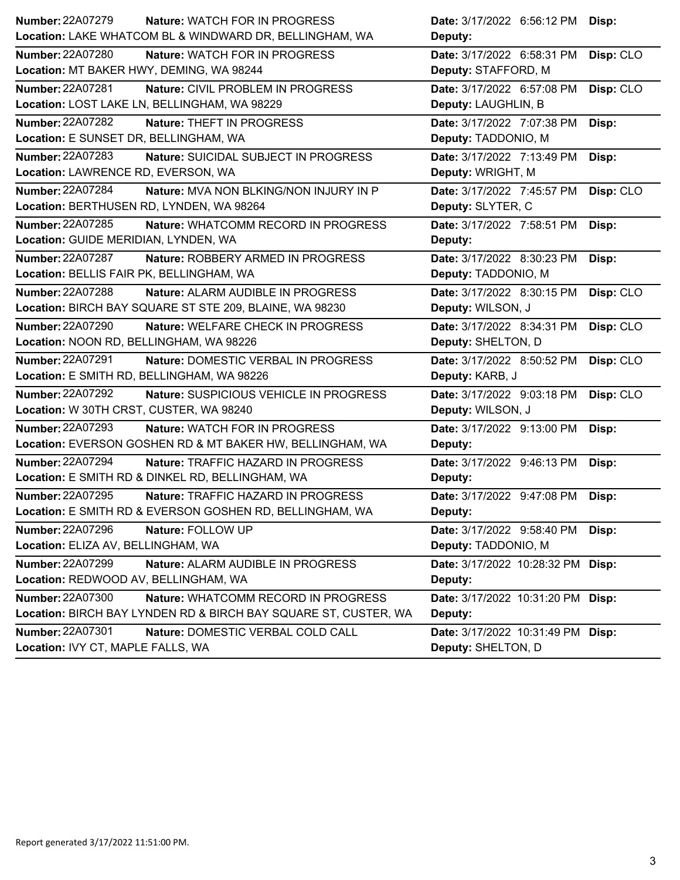**Number:** 22A07279 **Nature:** WATCH FOR IN PROGRESS **Date:** 3/17/2022 6:56:12 PM **Disp:**
**Location:** LAKE WHATCOM BL & WINDWARD DR, BELLINGHAM, WA **Deputy:**

**Number:** 22A07280 **Nature:** WATCH FOR IN PROGRESS **Date:** 3/17/2022 6:58:31 PM **Disp:** CLO
**Location:** MT BAKER HWY, DEMING, WA 98244 **Deputy:** STAFFORD, M

**Number:** 22A07281 **Nature:** CIVIL PROBLEM IN PROGRESS **Date:** 3/17/2022 6:57:08 PM **Disp:** CLO
**Location:** LOST LAKE LN, BELLINGHAM, WA 98229 **Deputy:** LAUGHLIN, B

**Number:** 22A07282 **Nature:** THEFT IN PROGRESS **Date:** 3/17/2022 7:07:38 PM **Disp:**
**Location:** E SUNSET DR, BELLINGHAM, WA **Deputy:** TADDONIO, M

**Number:** 22A07283 **Nature:** SUICIDAL SUBJECT IN PROGRESS **Date:** 3/17/2022 7:13:49 PM **Disp:**
**Location:** LAWRENCE RD, EVERSON, WA **Deputy:** WRIGHT, M

**Number:** 22A07284 **Nature:** MVA NON BLKING/NON INJURY IN P **Date:** 3/17/2022 7:45:57 PM **Disp:** CLO
**Location:** BERTHUSEN RD, LYNDEN, WA 98264 **Deputy:** SLYTER, C

**Number:** 22A07285 **Nature:** WHATCOMM RECORD IN PROGRESS **Date:** 3/17/2022 7:58:51 PM **Disp:**
**Location:** GUIDE MERIDIAN, LYNDEN, WA **Deputy:**

**Number:** 22A07287 **Nature:** ROBBERY ARMED IN PROGRESS **Date:** 3/17/2022 8:30:23 PM **Disp:**
**Location:** BELLIS FAIR PK, BELLINGHAM, WA **Deputy:** TADDONIO, M

**Number:** 22A07288 **Nature:** ALARM AUDIBLE IN PROGRESS **Date:** 3/17/2022 8:30:15 PM **Disp:** CLO
**Location:** BIRCH BAY SQUARE ST STE 209, BLAINE, WA 98230 **Deputy:** WILSON, J

**Number:** 22A07290 **Nature:** WELFARE CHECK IN PROGRESS **Date:** 3/17/2022 8:34:31 PM **Disp:** CLO
**Location:** NOON RD, BELLINGHAM, WA 98226 **Deputy:** SHELTON, D

**Number:** 22A07291 **Nature:** DOMESTIC VERBAL IN PROGRESS **Date:** 3/17/2022 8:50:52 PM **Disp:** CLO
**Location:** E SMITH RD, BELLINGHAM, WA 98226 **Deputy:** KARB, J

**Number:** 22A07292 **Nature:** SUSPICIOUS VEHICLE IN PROGRESS **Date:** 3/17/2022 9:03:18 PM **Disp:** CLO
**Location:** W 30TH CRST, CUSTER, WA 98240 **Deputy:** WILSON, J

**Number:** 22A07293 **Nature:** WATCH FOR IN PROGRESS **Date:** 3/17/2022 9:13:00 PM **Disp:**
**Location:** EVERSON GOSHEN RD & MT BAKER HW, BELLINGHAM, WA **Deputy:**

**Number:** 22A07294 **Nature:** TRAFFIC HAZARD IN PROGRESS **Date:** 3/17/2022 9:46:13 PM **Disp:**
**Location:** E SMITH RD & DINKEL RD, BELLINGHAM, WA **Deputy:**

**Number:** 22A07295 **Nature:** TRAFFIC HAZARD IN PROGRESS **Date:** 3/17/2022 9:47:08 PM **Disp:**
**Location:** E SMITH RD & EVERSON GOSHEN RD, BELLINGHAM, WA **Deputy:**

**Number:** 22A07296 **Nature:** FOLLOW UP **Date:** 3/17/2022 9:58:40 PM **Disp:**
**Location:** ELIZA AV, BELLINGHAM, WA **Deputy:** TADDONIO, M

**Number:** 22A07299 **Nature:** ALARM AUDIBLE IN PROGRESS **Date:** 3/17/2022 10:28:32 PM **Disp:**
**Location:** REDWOOD AV, BELLINGHAM, WA **Deputy:**

**Number:** 22A07300 **Nature:** WHATCOMM RECORD IN PROGRESS **Date:** 3/17/2022 10:31:20 PM **Disp:**
**Location:** BIRCH BAY LYNDEN RD & BIRCH BAY SQUARE ST, CUSTER, WA **Deputy:**

**Number:** 22A07301 **Nature:** DOMESTIC VERBAL COLD CALL **Date:** 3/17/2022 10:31:49 PM **Disp:**
**Location:** IVY CT, MAPLE FALLS, WA **Deputy:** SHELTON, D

Report generated 3/17/2022 11:51:00 PM.